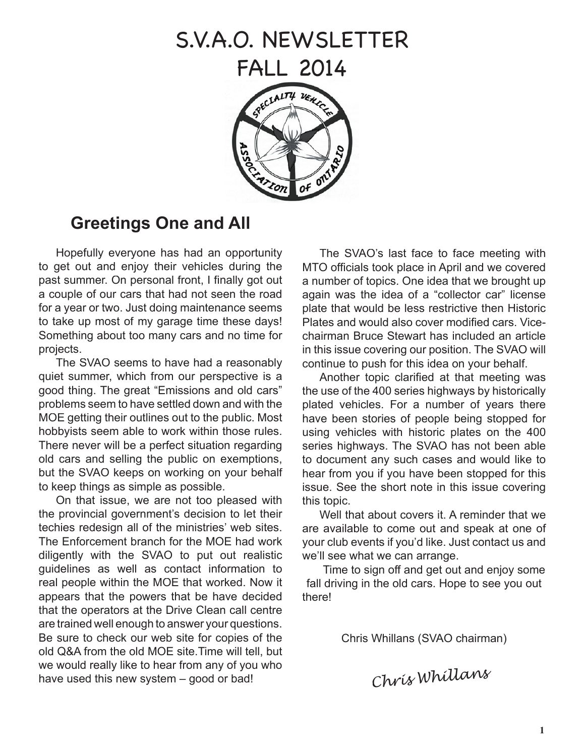# S.V.A.O. NEWSLETTER
# FALL 2014

## Greetings One and All

Hopefully everyone has had an opportunity to get out and enjoy their vehicles during the past summer. On personal front, I finally got out a couple of our cars that had not seen the road for a year or two. Just doing maintenance seems to take up most of my garage time these days! Something about too many cars and no time for projects.

The SVAO seems to have had a reasonably quiet summer, which from our perspective is a good thing. The great "Emissions and old cars" problems seem to have settled down and with the MOE getting their outlines out to the public. Most hobbyists seem able to work within those rules. There never will be a perfect situation regarding old cars and selling the public on exemptions, but the SVAO keeps on working on your behalf to keep things as simple as possible.

On that issue, we are not too pleased with the provincial government's decision to let their techies redesign all of the ministries' web sites. The Enforcement branch for the MOE had work diligently with the SVAO to put out realistic guidelines as well as contact information to real people within the MOE that worked. Now it appears that the powers that be have decided that the operators at the Drive Clean call centre are trained well enough to answer your questions. Be sure to check our web site for copies of the old Q&A from the old MOE site.Time will tell, but we would really like to hear from any of you who have used this new system – good or bad!

The SVAO's last face to face meeting with MTO officials took place in April and we covered a number of topics. One idea that we brought up again was the idea of a "collector car" license plate that would be less restrictive then Historic Plates and would also cover modified cars. Vice-chairman Bruce Stewart has included an article in this issue covering our position. The SVAO will continue to push for this idea on your behalf.

Another topic clarified at that meeting was the use of the 400 series highways by historically plated vehicles. For a number of years there have been stories of people being stopped for using vehicles with historic plates on the 400 series highways. The SVAO has not been able to document any such cases and would like to hear from you if you have been stopped for this issue. See the short note in this issue covering this topic.

Well that about covers it. A reminder that we are available to come out and speak at one of your club events if you'd like. Just contact us and we'll see what we can arrange.

Time to sign off and get out and enjoy some fall driving in the old cars. Hope to see you out there!

Chris Whillans (SVAO chairman)

*Chris Whillans*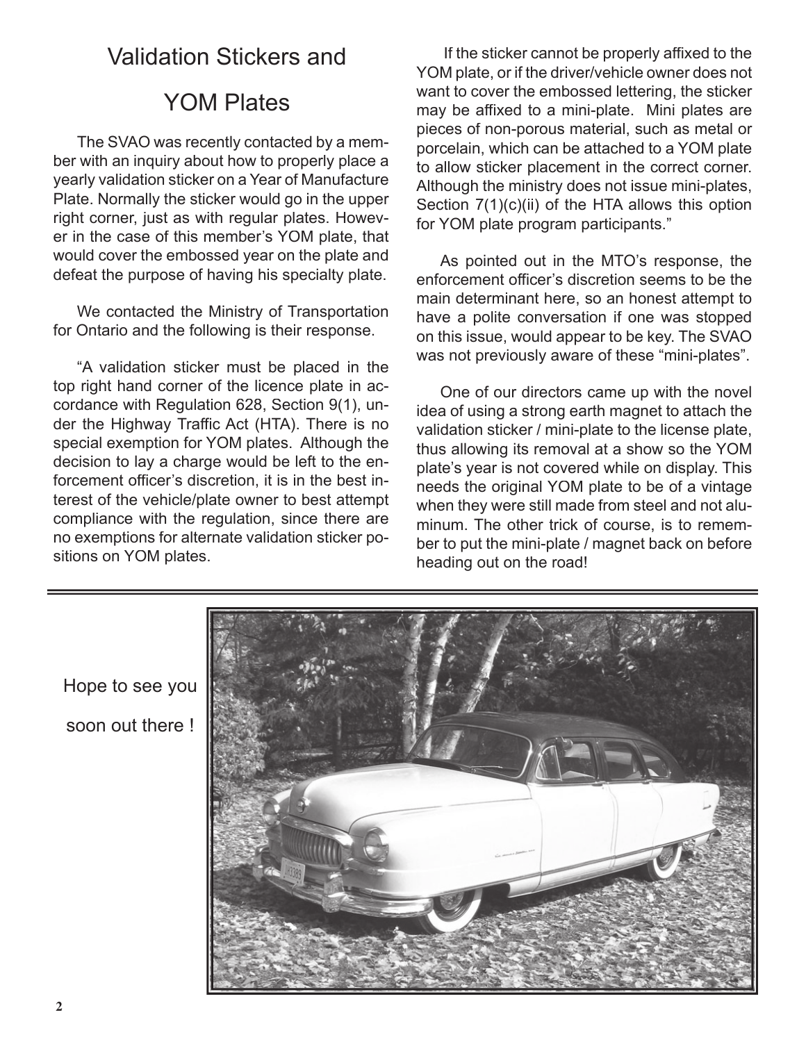# Validation Stickers and YOM Plates

The SVAO was recently contacted by a member with an inquiry about how to properly place a yearly validation sticker on a Year of Manufacture Plate. Normally the sticker would go in the upper right corner, just as with regular plates. However in the case of this member's YOM plate, that would cover the embossed year on the plate and defeat the purpose of having his specialty plate.

We contacted the Ministry of Transportation for Ontario and the following is their response.

"A validation sticker must be placed in the top right hand corner of the licence plate in accordance with Regulation 628, Section 9(1), under the Highway Traffic Act (HTA). There is no special exemption for YOM plates. Although the decision to lay a charge would be left to the enforcement officer's discretion, it is in the best interest of the vehicle/plate owner to best attempt compliance with the regulation, since there are no exemptions for alternate validation sticker positions on YOM plates.

If the sticker cannot be properly affixed to the YOM plate, or if the driver/vehicle owner does not want to cover the embossed lettering, the sticker may be affixed to a mini-plate. Mini plates are pieces of non-porous material, such as metal or porcelain, which can be attached to a YOM plate to allow sticker placement in the correct corner. Although the ministry does not issue mini-plates, Section 7(1)(c)(ii) of the HTA allows this option for YOM plate program participants."

As pointed out in the MTO's response, the enforcement officer's discretion seems to be the main determinant here, so an honest attempt to have a polite conversation if one was stopped on this issue, would appear to be key. The SVAO was not previously aware of these "mini-plates".

One of our directors came up with the novel idea of using a strong earth magnet to attach the validation sticker / mini-plate to the license plate, thus allowing its removal at a show so the YOM plate's year is not covered while on display. This needs the original YOM plate to be of a vintage when they were still made from steel and not aluminum. The other trick of course, is to remember to put the mini-plate / magnet back on before heading out on the road!

Hope to see you soon out there !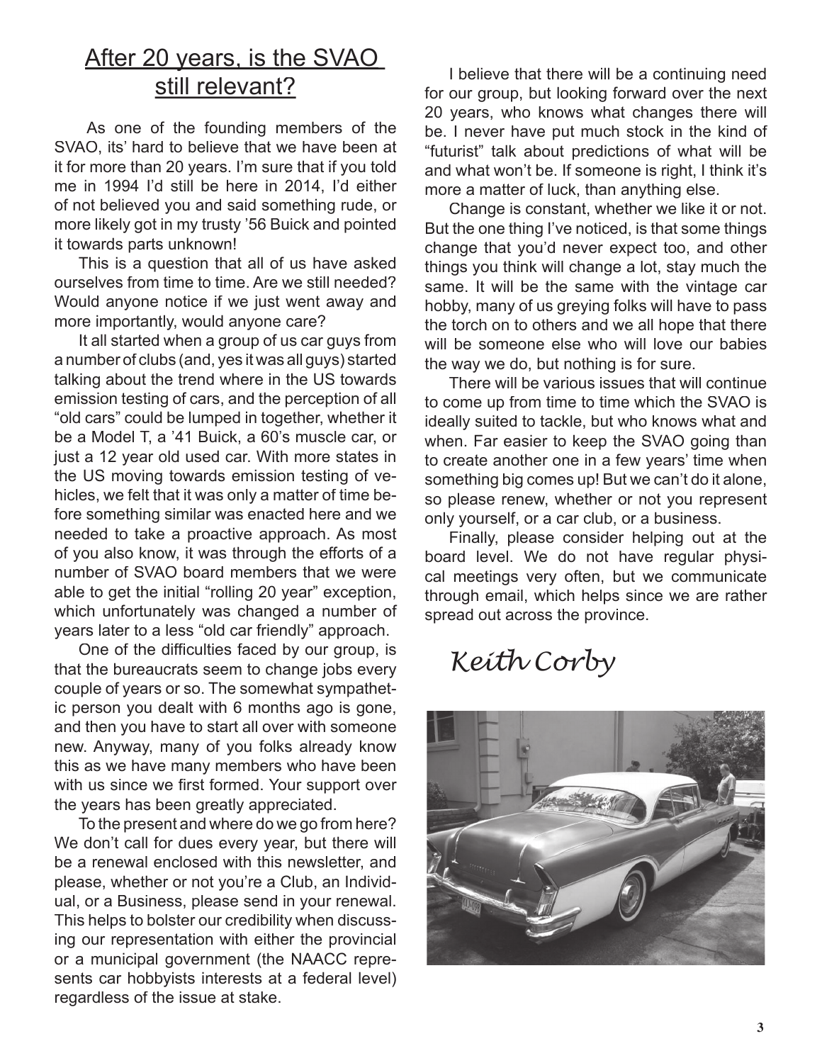## After 20 years, is the SVAO still relevant?

As one of the founding members of the SVAO, its' hard to believe that we have been at it for more than 20 years. I'm sure that if you told me in 1994 I'd still be here in 2014, I'd either of not believed you and said something rude, or more likely got in my trusty '56 Buick and pointed it towards parts unknown!

This is a question that all of us have asked ourselves from time to time. Are we still needed? Would anyone notice if we just went away and more importantly, would anyone care?

It all started when a group of us car guys from a number of clubs (and, yes it was all guys) started talking about the trend where in the US towards emission testing of cars, and the perception of all "old cars" could be lumped in together, whether it be a Model T, a '41 Buick, a 60's muscle car, or just a 12 year old used car. With more states in the US moving towards emission testing of vehicles, we felt that it was only a matter of time before something similar was enacted here and we needed to take a proactive approach. As most of you also know, it was through the efforts of a number of SVAO board members that we were able to get the initial "rolling 20 year" exception, which unfortunately was changed a number of years later to a less "old car friendly" approach.

One of the difficulties faced by our group, is that the bureaucrats seem to change jobs every couple of years or so. The somewhat sympathetic person you dealt with 6 months ago is gone, and then you have to start all over with someone new. Anyway, many of you folks already know this as we have many members who have been with us since we first formed. Your support over the years has been greatly appreciated.

To the present and where do we go from here? We don't call for dues every year, but there will be a renewal enclosed with this newsletter, and please, whether or not you're a Club, an Individual, or a Business, please send in your renewal. This helps to bolster our credibility when discussing our representation with either the provincial or a municipal government (the NAACC represents car hobbyists interests at a federal level) regardless of the issue at stake.

I believe that there will be a continuing need for our group, but looking forward over the next 20 years, who knows what changes there will be. I never have put much stock in the kind of "futurist" talk about predictions of what will be and what won't be. If someone is right, I think it's more a matter of luck, than anything else.

Change is constant, whether we like it or not. But the one thing I've noticed, is that some things change that you'd never expect too, and other things you think will change a lot, stay much the same. It will be the same with the vintage car hobby, many of us greying folks will have to pass the torch on to others and we all hope that there will be someone else who will love our babies the way we do, but nothing is for sure.

There will be various issues that will continue to come up from time to time which the SVAO is ideally suited to tackle, but who knows what and when. Far easier to keep the SVAO going than to create another one in a few years' time when something big comes up! But we can't do it alone, so please renew, whether or not you represent only yourself, or a car club, or a business.

Finally, please consider helping out at the board level. We do not have regular physical meetings very often, but we communicate through email, which helps since we are rather spread out across the province.

*Keith Corby*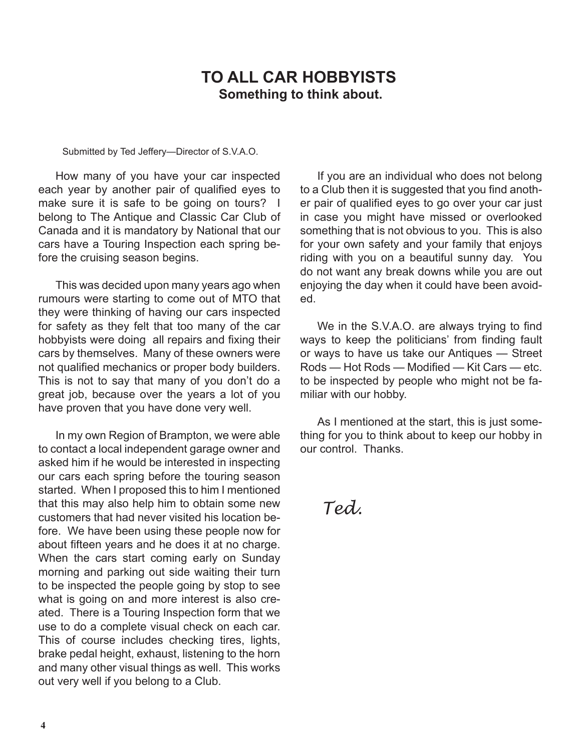# TO ALL CAR HOBBYISTS

## Something to think about.

Submitted by Ted Jeffery—Director of S.V.A.O.

How many of you have your car inspected each year by another pair of qualified eyes to make sure it is safe to be going on tours? I belong to The Antique and Classic Car Club of Canada and it is mandatory by National that our cars have a Touring Inspection each spring before the cruising season begins.

This was decided upon many years ago when rumours were starting to come out of MTO that they were thinking of having our cars inspected for safety as they felt that too many of the car hobbyists were doing all repairs and fixing their cars by themselves. Many of these owners were not qualified mechanics or proper body builders. This is not to say that many of you don't do a great job, because over the years a lot of you have proven that you have done very well.

In my own Region of Brampton, we were able to contact a local independent garage owner and asked him if he would be interested in inspecting our cars each spring before the touring season started. When I proposed this to him I mentioned that this may also help him to obtain some new customers that had never visited his location before. We have been using these people now for about fifteen years and he does it at no charge. When the cars start coming early on Sunday morning and parking out side waiting their turn to be inspected the people going by stop to see what is going on and more interest is also created. There is a Touring Inspection form that we use to do a complete visual check on each car. This of course includes checking tires, lights, brake pedal height, exhaust, listening to the horn and many other visual things as well. This works out very well if you belong to a Club.

If you are an individual who does not belong to a Club then it is suggested that you find another pair of qualified eyes to go over your car just in case you might have missed or overlooked something that is not obvious to you. This is also for your own safety and your family that enjoys riding with you on a beautiful sunny day. You do not want any break downs while you are out enjoying the day when it could have been avoided.

We in the S.V.A.O. are always trying to find ways to keep the politicians' from finding fault or ways to have us take our Antiques — Street Rods — Hot Rods — Modified — Kit Cars — etc. to be inspected by people who might not be familiar with our hobby.

As I mentioned at the start, this is just something for you to think about to keep our hobby in our control. Thanks.

*Ted.*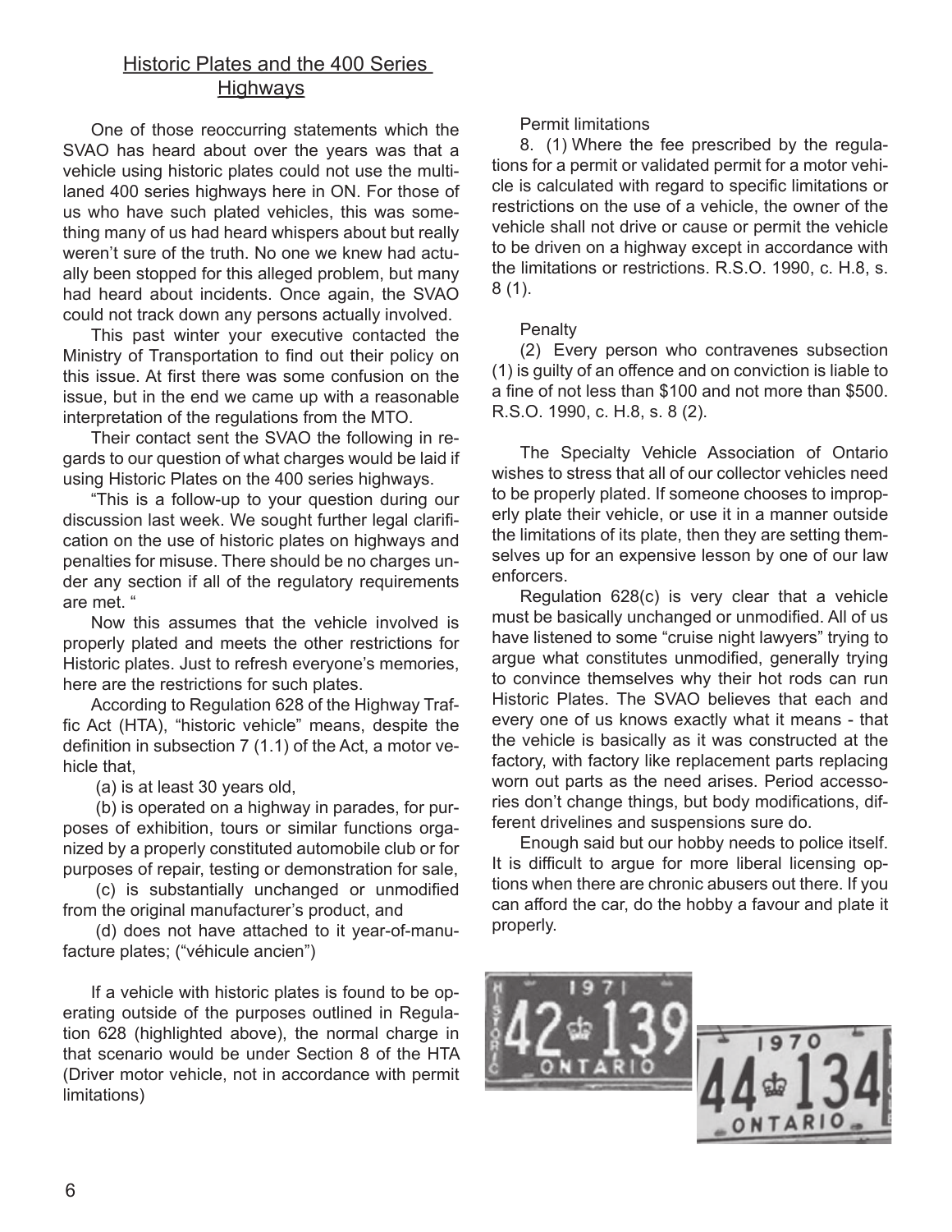## Historic Plates and the 400 Series Highways

One of those reoccurring statements which the SVAO has heard about over the years was that a vehicle using historic plates could not use the multi-laned 400 series highways here in ON. For those of us who have such plated vehicles, this was something many of us had heard whispers about but really weren't sure of the truth. No one we knew had actually been stopped for this alleged problem, but many had heard about incidents. Once again, the SVAO could not track down any persons actually involved.

This past winter your executive contacted the Ministry of Transportation to find out their policy on this issue. At first there was some confusion on the issue, but in the end we came up with a reasonable interpretation of the regulations from the MTO.

Their contact sent the SVAO the following in regards to our question of what charges would be laid if using Historic Plates on the 400 series highways.

"This is a follow-up to your question during our discussion last week. We sought further legal clarification on the use of historic plates on highways and penalties for misuse. There should be no charges under any section if all of the regulatory requirements are met. "

Now this assumes that the vehicle involved is properly plated and meets the other restrictions for Historic plates. Just to refresh everyone's memories, here are the restrictions for such plates.

According to Regulation 628 of the Highway Traffic Act (HTA), "historic vehicle" means, despite the definition in subsection 7 (1.1) of the Act, a motor vehicle that,

(a) is at least 30 years old,

(b) is operated on a highway in parades, for purposes of exhibition, tours or similar functions organized by a properly constituted automobile club or for purposes of repair, testing or demonstration for sale,

(c) is substantially unchanged or unmodified from the original manufacturer's product, and

(d) does not have attached to it year-of-manufacture plates; ("véhicule ancien")

If a vehicle with historic plates is found to be operating outside of the purposes outlined in Regulation 628 (highlighted above), the normal charge in that scenario would be under Section 8 of the HTA (Driver motor vehicle, not in accordance with permit limitations)

Permit limitations

8. (1) Where the fee prescribed by the regulations for a permit or validated permit for a motor vehicle is calculated with regard to specific limitations or restrictions on the use of a vehicle, the owner of the vehicle shall not drive or cause or permit the vehicle to be driven on a highway except in accordance with the limitations or restrictions. R.S.O. 1990, c. H.8, s. 8 (1).

Penalty

(2) Every person who contravenes subsection (1) is guilty of an offence and on conviction is liable to a fine of not less than $100 and not more than $500. R.S.O. 1990, c. H.8, s. 8 (2).

The Specialty Vehicle Association of Ontario wishes to stress that all of our collector vehicles need to be properly plated. If someone chooses to improperly plate their vehicle, or use it in a manner outside the limitations of its plate, then they are setting themselves up for an expensive lesson by one of our law enforcers.

Regulation 628(c) is very clear that a vehicle must be basically unchanged or unmodified. All of us have listened to some "cruise night lawyers" trying to argue what constitutes unmodified, generally trying to convince themselves why their hot rods can run Historic Plates. The SVAO believes that each and every one of us knows exactly what it means - that the vehicle is basically as it was constructed at the factory, with factory like replacement parts replacing worn out parts as the need arises. Period accessories don't change things, but body modifications, different drivelines and suspensions sure do.

Enough said but our hobby needs to police itself. It is difficult to argue for more liberal licensing options when there are chronic abusers out there. If you can afford the car, do the hobby a favour and plate it properly.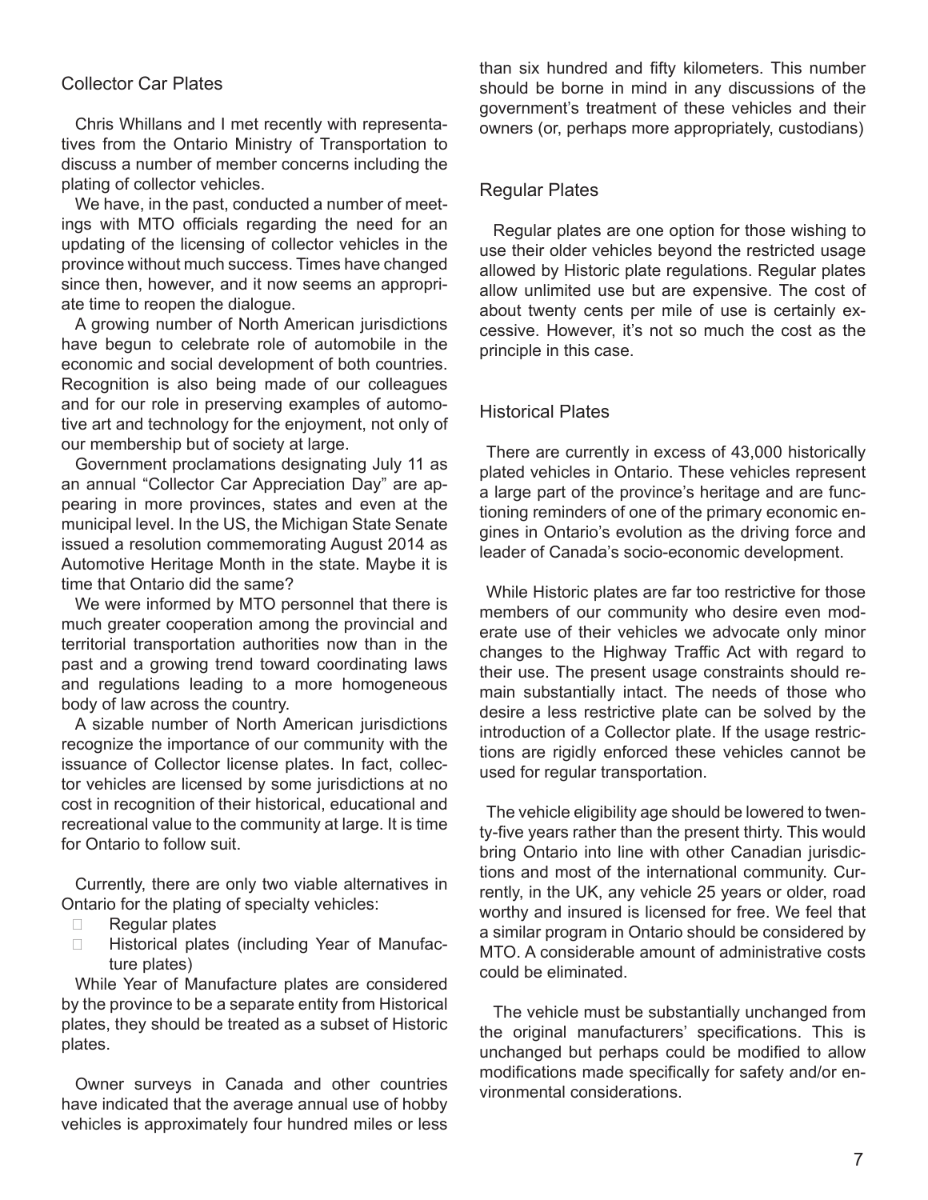## Collector Car Plates

Chris Whillans and I met recently with representatives from the Ontario Ministry of Transportation to discuss a number of member concerns including the plating of collector vehicles.

We have, in the past, conducted a number of meetings with MTO officials regarding the need for an updating of the licensing of collector vehicles in the province without much success. Times have changed since then, however, and it now seems an appropriate time to reopen the dialogue.

A growing number of North American jurisdictions have begun to celebrate role of automobile in the economic and social development of both countries. Recognition is also being made of our colleagues and for our role in preserving examples of automotive art and technology for the enjoyment, not only of our membership but of society at large.

Government proclamations designating July 11 as an annual "Collector Car Appreciation Day" are appearing in more provinces, states and even at the municipal level. In the US, the Michigan State Senate issued a resolution commemorating August 2014 as Automotive Heritage Month in the state. Maybe it is time that Ontario did the same?

We were informed by MTO personnel that there is much greater cooperation among the provincial and territorial transportation authorities now than in the past and a growing trend toward coordinating laws and regulations leading to a more homogeneous body of law across the country.

A sizable number of North American jurisdictions recognize the importance of our community with the issuance of Collector license plates. In fact, collector vehicles are licensed by some jurisdictions at no cost in recognition of their historical, educational and recreational value to the community at large. It is time for Ontario to follow suit.

Currently, there are only two viable alternatives in Ontario for the plating of specialty vehicles:

- Regular plates
- Historical plates (including Year of Manufacture plates)

While Year of Manufacture plates are considered by the province to be a separate entity from Historical plates, they should be treated as a subset of Historic plates.

Owner surveys in Canada and other countries have indicated that the average annual use of hobby vehicles is approximately four hundred miles or less than six hundred and fifty kilometers. This number should be borne in mind in any discussions of the government's treatment of these vehicles and their owners (or, perhaps more appropriately, custodians)

## Regular Plates

Regular plates are one option for those wishing to use their older vehicles beyond the restricted usage allowed by Historic plate regulations. Regular plates allow unlimited use but are expensive. The cost of about twenty cents per mile of use is certainly excessive. However, it's not so much the cost as the principle in this case.

## Historical Plates

There are currently in excess of 43,000 historically plated vehicles in Ontario. These vehicles represent a large part of the province's heritage and are functioning reminders of one of the primary economic engines in Ontario's evolution as the driving force and leader of Canada's socio-economic development.

While Historic plates are far too restrictive for those members of our community who desire even moderate use of their vehicles we advocate only minor changes to the Highway Traffic Act with regard to their use. The present usage constraints should remain substantially intact. The needs of those who desire a less restrictive plate can be solved by the introduction of a Collector plate. If the usage restrictions are rigidly enforced these vehicles cannot be used for regular transportation.

The vehicle eligibility age should be lowered to twenty-five years rather than the present thirty. This would bring Ontario into line with other Canadian jurisdictions and most of the international community. Currently, in the UK, any vehicle 25 years or older, road worthy and insured is licensed for free. We feel that a similar program in Ontario should be considered by MTO. A considerable amount of administrative costs could be eliminated.

The vehicle must be substantially unchanged from the original manufacturers' specifications. This is unchanged but perhaps could be modified to allow modifications made specifically for safety and/or environmental considerations.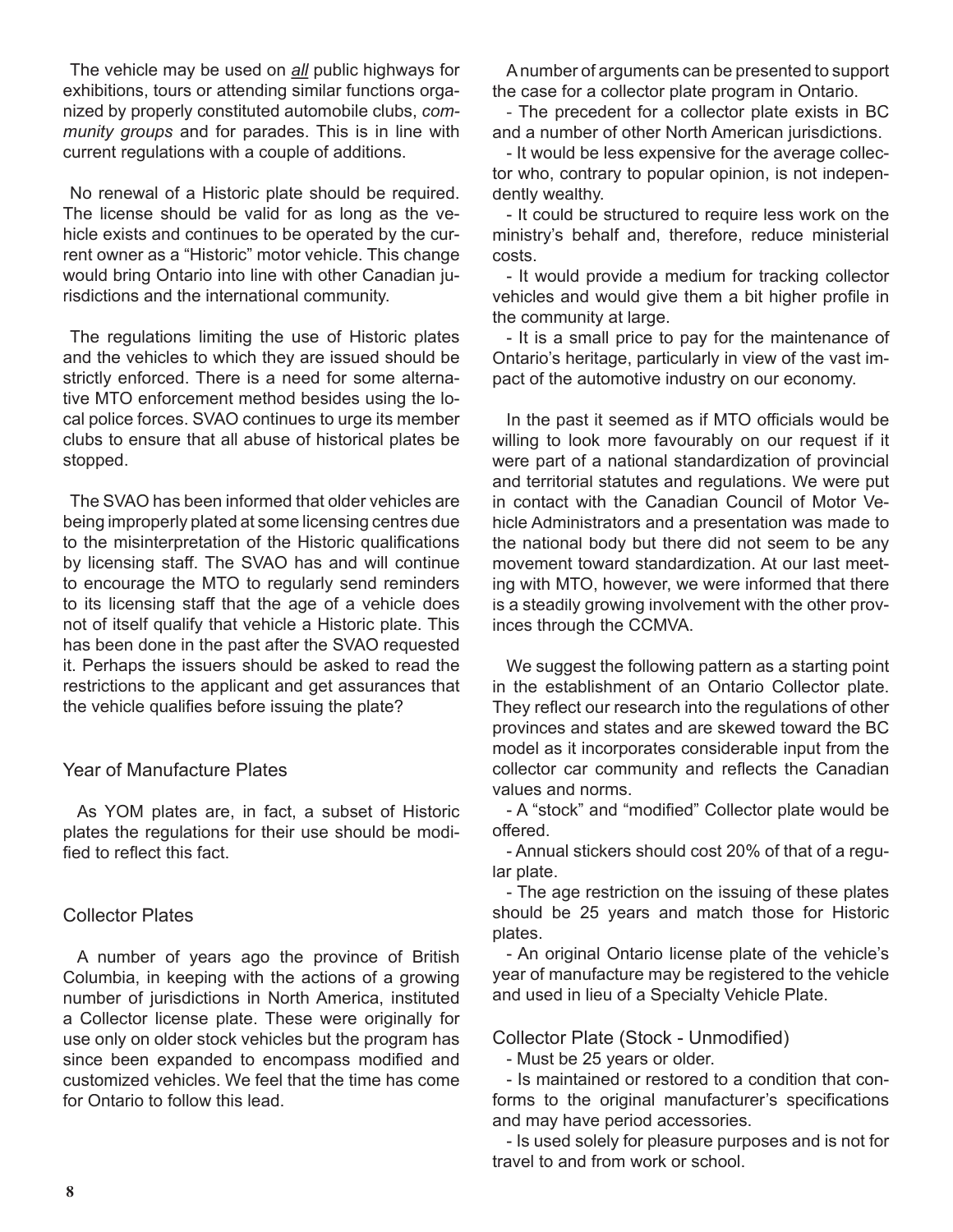The vehicle may be used on ***all*** public highways for exhibitions, tours or attending similar functions organized by properly constituted automobile clubs, *community groups* and for parades. This is in line with current regulations with a couple of additions.

No renewal of a Historic plate should be required. The license should be valid for as long as the vehicle exists and continues to be operated by the current owner as a "Historic" motor vehicle. This change would bring Ontario into line with other Canadian jurisdictions and the international community.

The regulations limiting the use of Historic plates and the vehicles to which they are issued should be strictly enforced. There is a need for some alternative MTO enforcement method besides using the local police forces. SVAO continues to urge its member clubs to ensure that all abuse of historical plates be stopped.

The SVAO has been informed that older vehicles are being improperly plated at some licensing centres due to the misinterpretation of the Historic qualifications by licensing staff. The SVAO has and will continue to encourage the MTO to regularly send reminders to its licensing staff that the age of a vehicle does not of itself qualify that vehicle a Historic plate. This has been done in the past after the SVAO requested it. Perhaps the issuers should be asked to read the restrictions to the applicant and get assurances that the vehicle qualifies before issuing the plate?

## Year of Manufacture Plates

As YOM plates are, in fact, a subset of Historic plates the regulations for their use should be modified to reflect this fact.

## Collector Plates

A number of years ago the province of British Columbia, in keeping with the actions of a growing number of jurisdictions in North America, instituted a Collector license plate. These were originally for use only on older stock vehicles but the program has since been expanded to encompass modified and customized vehicles. We feel that the time has come for Ontario to follow this lead.

A number of arguments can be presented to support the case for a collector plate program in Ontario.

- The precedent for a collector plate exists in BC and a number of other North American jurisdictions.
- It would be less expensive for the average collector who, contrary to popular opinion, is not independently wealthy.
- It could be structured to require less work on the ministry's behalf and, therefore, reduce ministerial costs.
- It would provide a medium for tracking collector vehicles and would give them a bit higher profile in the community at large.
- It is a small price to pay for the maintenance of Ontario's heritage, particularly in view of the vast impact of the automotive industry on our economy.

In the past it seemed as if MTO officials would be willing to look more favourably on our request if it were part of a national standardization of provincial and territorial statutes and regulations. We were put in contact with the Canadian Council of Motor Vehicle Administrators and a presentation was made to the national body but there did not seem to be any movement toward standardization. At our last meeting with MTO, however, we were informed that there is a steadily growing involvement with the other provinces through the CCMVA.

We suggest the following pattern as a starting point in the establishment of an Ontario Collector plate. They reflect our research into the regulations of other provinces and states and are skewed toward the BC model as it incorporates considerable input from the collector car community and reflects the Canadian values and norms.

- A "stock" and "modified" Collector plate would be offered.
- Annual stickers should cost 20% of that of a regular plate.
- The age restriction on the issuing of these plates should be 25 years and match those for Historic plates.
- An original Ontario license plate of the vehicle's year of manufacture may be registered to the vehicle and used in lieu of a Specialty Vehicle Plate.

### Collector Plate (Stock - Unmodified)

- Must be 25 years or older.
- Is maintained or restored to a condition that conforms to the original manufacturer's specifications and may have period accessories.
- Is used solely for pleasure purposes and is not for travel to and from work or school.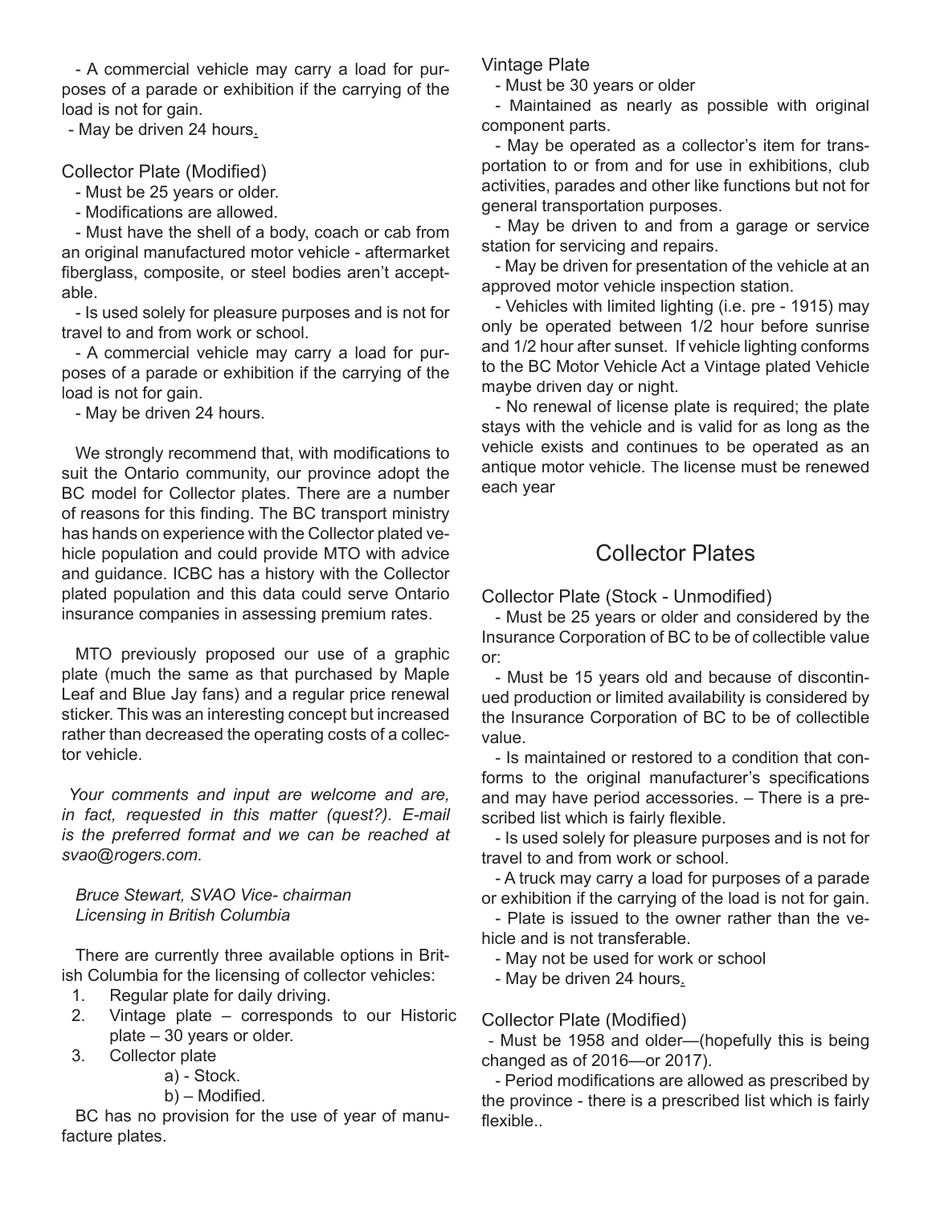- A commercial vehicle may carry a load for purposes of a parade or exhibition if the carrying of the load is not for gain.
- May be driven 24 hours.

Collector Plate (Modified)

- Must be 25 years or older.
- Modifications are allowed.
- Must have the shell of a body, coach or cab from an original manufactured motor vehicle - aftermarket fiberglass, composite, or steel bodies aren't acceptable.
- Is used solely for pleasure purposes and is not for travel to and from work or school.
- A commercial vehicle may carry a load for purposes of a parade or exhibition if the carrying of the load is not for gain.
- May be driven 24 hours.

We strongly recommend that, with modifications to suit the Ontario community, our province adopt the BC model for Collector plates. There are a number of reasons for this finding. The BC transport ministry has hands on experience with the Collector plated vehicle population and could provide MTO with advice and guidance. ICBC has a history with the Collector plated population and this data could serve Ontario insurance companies in assessing premium rates.

MTO previously proposed our use of a graphic plate (much the same as that purchased by Maple Leaf and Blue Jay fans) and a regular price renewal sticker. This was an interesting concept but increased rather than decreased the operating costs of a collector vehicle.

*Your comments and input are welcome and are, in fact, requested in this matter (quest?). E-mail is the preferred format and we can be reached at svao@rogers.com.*

*Bruce Stewart, SVAO Vice- chairman*
*Licensing in British Columbia*

There are currently three available options in British Columbia for the licensing of collector vehicles:

1. Regular plate for daily driving.
2. Vintage plate – corresponds to our Historic plate – 30 years or older.
3. Collector plate
   a) - Stock.
   b) – Modified.

BC has no provision for the use of year of manufacture plates.

Vintage Plate

- Must be 30 years or older
- Maintained as nearly as possible with original component parts.
- May be operated as a collector's item for transportation to or from and for use in exhibitions, club activities, parades and other like functions but not for general transportation purposes.
- May be driven to and from a garage or service station for servicing and repairs.
- May be driven for presentation of the vehicle at an approved motor vehicle inspection station.
- Vehicles with limited lighting (i.e. pre - 1915) may only be operated between 1/2 hour before sunrise and 1/2 hour after sunset. If vehicle lighting conforms to the BC Motor Vehicle Act a Vintage plated Vehicle maybe driven day or night.
- No renewal of license plate is required; the plate stays with the vehicle and is valid for as long as the vehicle exists and continues to be operated as an antique motor vehicle. The license must be renewed each year

## Collector Plates

Collector Plate (Stock - Unmodified)

- Must be 25 years or older and considered by the Insurance Corporation of BC to be of collectible value or:
- Must be 15 years old and because of discontinued production or limited availability is considered by the Insurance Corporation of BC to be of collectible value.
- Is maintained or restored to a condition that conforms to the original manufacturer's specifications and may have period accessories. – There is a prescribed list which is fairly flexible.
- Is used solely for pleasure purposes and is not for travel to and from work or school.
- A truck may carry a load for purposes of a parade or exhibition if the carrying of the load is not for gain.
- Plate is issued to the owner rather than the vehicle and is not transferable.
- May not be used for work or school
- May be driven 24 hours.

Collector Plate (Modified)

- Must be 1958 and older—(hopefully this is being changed as of 2016—or 2017).
- Period modifications are allowed as prescribed by the province - there is a prescribed list which is fairly flexible..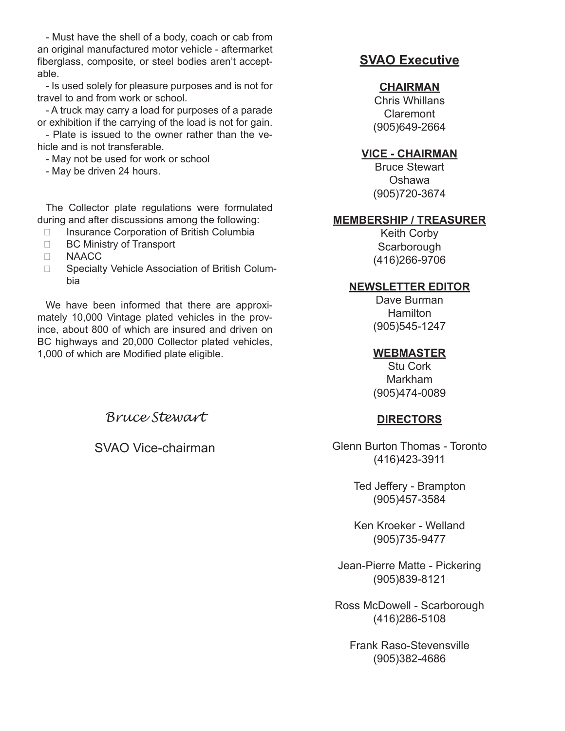- Must have the shell of a body, coach or cab from an original manufactured motor vehicle - aftermarket fiberglass, composite, or steel bodies aren't acceptable.

- Is used solely for pleasure purposes and is not for travel to and from work or school.

- A truck may carry a load for purposes of a parade or exhibition if the carrying of the load is not for gain.

- Plate is issued to the owner rather than the vehicle and is not transferable.

- May not be used for work or school

- May be driven 24 hours.

The Collector plate regulations were formulated during and after discussions among the following:

- Insurance Corporation of British Columbia
- BC Ministry of Transport
- NAACC
- Specialty Vehicle Association of British Columbia

We have been informed that there are approximately 10,000 Vintage plated vehicles in the province, about 800 of which are insured and driven on BC highways and 20,000 Collector plated vehicles, 1,000 of which are Modified plate eligible.

*Bruce Stewart*

SVAO Vice-chairman

## SVAO Executive

**CHAIRMAN**
Chris Whillans
Claremont
(905)649-2664

**VICE - CHAIRMAN**
Bruce Stewart
Oshawa
(905)720-3674

**MEMBERSHIP / TREASURER**
Keith Corby
Scarborough
(416)266-9706

**NEWSLETTER EDITOR**
Dave Burman
Hamilton
(905)545-1247

**WEBMASTER**
Stu Cork
Markham
(905)474-0089

**DIRECTORS**

Glenn Burton Thomas - Toronto
(416)423-3911

Ted Jeffery - Brampton
(905)457-3584

Ken Kroeker - Welland
(905)735-9477

Jean-Pierre Matte - Pickering
(905)839-8121

Ross McDowell - Scarborough
(416)286-5108

Frank Raso-Stevensville
(905)382-4686